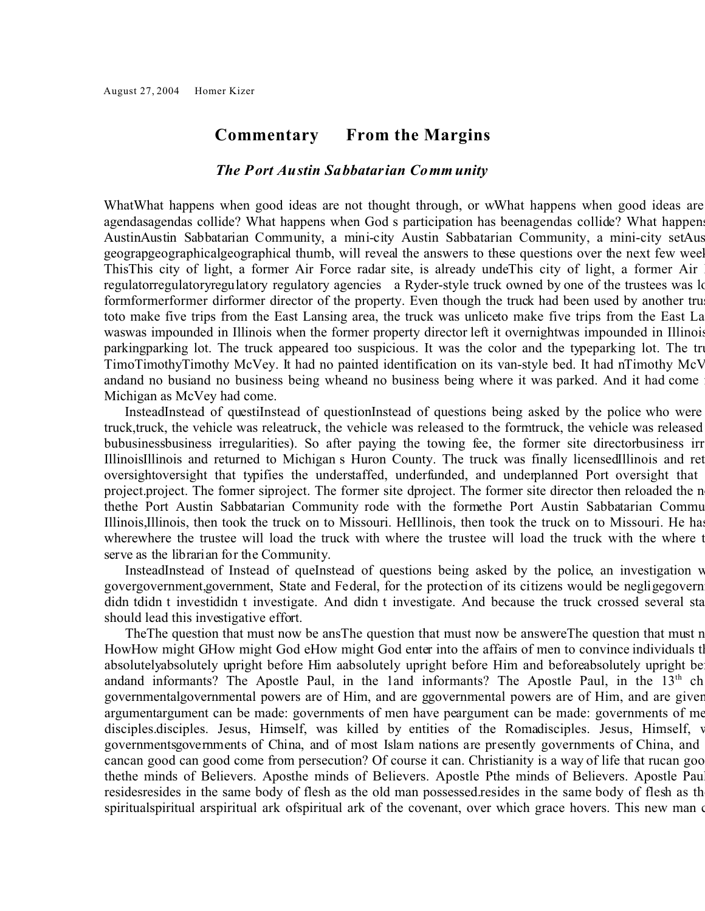August 27, 2004 Homer Kizer

## Commentary From the Margins

### *The Port Austin Sabbatarian Community*

WhatWhat happens when good ideas are not thought through, or wWhat happens when good ideas are agendasagendas collide? What happens when God s participation has beenagendas collide? What happens AustinAustin Sabbatarian Community, a mini-city Austin Sabbatarian Community, a mini-city setAus geograpgeographicalgeographical thumb, will reveal the answers to these questions over the next few week ThisThis city of light, a former Air Force radar site, is already undeThis city of light, a former Air regulatorregulatoryregulatory regulatory agencies a Ryder-style truck owned by one of the trustees was lo formformerformer dirformer director of the property. Even though the truck had been used by another trus toto make five trips from the East Lansing area, the truck was unliceto make five trips from the East La waswas impounded in Illinois when the former property director left it overnightwas impounded in Illinois parkingparking lot. The truck appeared too suspicious. It was the color and the typeparking lot. The tru TimoTimothyTimothy McVey. It had no painted identification on its van-style bed. It had nTimothy McV andand no busiand no business being wheand no business being where it was parked. And it had come Michigan as McVey had come.

InsteadInstead of questiInstead of questionInstead of questions being asked by the police who were truck,truck, the vehicle was releatruck, the vehicle was released to the formtruck, the vehicle was released bubusinessbusiness irregularities). So after paying the towing fee, the former site directorbusiness irr IllinoisIllinois and returned to Michigan s Huron County. The truck was finally licensedIllinois and ret oversightoversight that typifies the understaffed, underfunded, and underplanned Port oversight that project.project. The former siproject. The former site dproject. The former site director then reloaded the n thethe Port Austin Sabbatarian Community rode with the formethe Port Austin Sabbatarian Commu Illinois,Illinois, then took the truck on to Missouri. HeIllinois, then took the truck on to Missouri. He has wherewhere the trustee will load the truck with where the trustee will load the truck with the where t serve as the librarian for the Community.

InsteadInstead of Instead of queInstead of questions being asked by the police, an investigation w govergovernment,government, State and Federal, for the protection of its citizens would be negligegovern didn tdidn t investididn t investigate. And didn t investigate. And because the truck crossed several sta should lead this investigative effort.

TheThe question that must now be ansThe question that must now be answereThe question that must n HowHow might GHow might God eHow might God enter into the affairs of men to convince individuals t absolutelyabsolutely upright before Him aabsolutely upright before Him and beforeabsolutely upright be andand informants? The Apostle Paul, in the 1and informants? The Apostle Paul, in the 13th ch governmentalgovernmental powers are of Him, and are ggovernmental powers are of Him, and are given argumentargument can be made: governments of men have peargument can be made: governments of me disciples.disciples. Jesus, Himself, was killed by entities of the Romadisciples. Jesus, Himself, w governmentsgovernments of China, and of most Islam nations are presently governments of China, and cancan good can good come from persecution? Of course it can. Christianity is a way of life that rucan goo thethe minds of Believers. Aposthe minds of Believers. Apostle Pthe minds of Believers. Apostle Paul residesresides in the same body of flesh as the old man possessed.resides in the same body of flesh as th spiritualspiritual arspiritual ark ofspiritual ark of the covenant, over which grace hovers. This new man c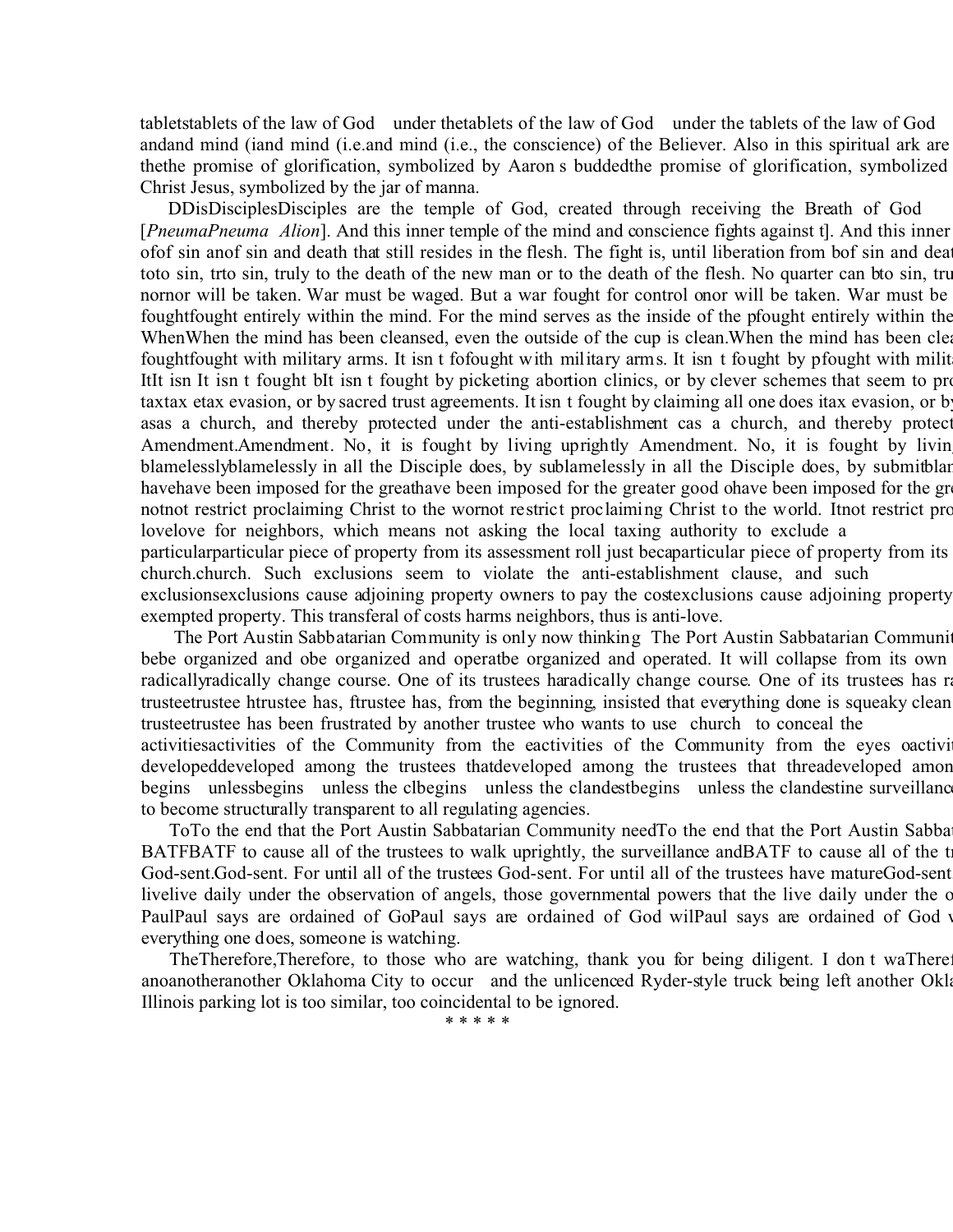tabletstablets of the law of God under thetablets of the law of God under the tablets of the law of God andand mind (iand mind (i.e.and mind (i.e., the conscience) of the Believer. Also in this spiritual ark are thethe promise of glorification, symbolized by Aaron s buddedthe promise of glorification, symbolized Christ Jesus, symbolized by the jar of manna.

DDisDisciplesDisciples are the temple of God, created through receiving the Breath of God [*PneumaPneuma Alion*]. And this inner temple of the mind and conscience fights against t]. And this inner ofof sin anof sin and death that still resides in the flesh. The fight is, until liberation from bof sin and deat toto sin, trto sin, truly to the death of the new man or to the death of the flesh. No quarter can bto sin, tru nornor will be taken. War must be waged. But a war fought for control onor will be taken. War must be foughtfought entirely within the mind. For the mind serves as the inside of the pfought entirely within the WhenWhen the mind has been cleansed, even the outside of the cup is clean.When the mind has been clea foughtfought with military arms. It isn t fofought with military arms. It isn t fought by pfought with milita ItIt isn It isn t fought bIt isn t fought by picketing abortion clinics, or by clever schemes that seem to pro taxtax etax evasion, or by sacred trust agreements. It isn t fought by claiming all one does itax evasion, or by asas a church, and thereby protected under the anti-establishment cas a church, and thereby protect Amendment.Amendment. No, it is fought by living uprightly Amendment. No, it is fought by living blamelesslyblamelessly in all the Disciple does, by sublamelessly in all the Disciple does, by submitblan havehave been imposed for the greathave been imposed for the greater good ohave been imposed for the gre notnot restrict proclaiming Christ to the wornot restrict proclaiming Christ to the world. Itnot restrict pro lovelove for neighbors, which means not asking the local taxing authority to exclude a particularparticular piece of property from its assessment roll just becaparticular piece of property from its church.church. Such exclusions seem to violate the anti-establishment clause, and such exclusionsexclusions cause adjoining property owners to pay the costexclusions cause adjoining property exempted property. This transferal of costs harms neighbors, thus is anti-love.

The Port Austin Sabbatarian Community is only now thinking The Port Austin Sabbatarian Communit bebe organized and obe organized and operatbe organized and operated. It will collapse from its own radicallyradically change course. One of its trustees haradically change course. One of its trustees has ra trusteetrustee htrustee has, ftrustee has, from the beginning, insisted that everything done is squeaky clean trusteetrustee has been frustrated by another trustee who wants to use church to conceal the activitiesactivities of the Community from the eactivities of the Community from the eyes oactivit developeddeveloped among the trustees thatdeveloped among the trustees that threadeveloped amon begins unlessbegins unless the clbegins unless the clandestbegins unless the clandestine surveillance to become structurally transparent to all regulating agencies.

ToTo the end that the Port Austin Sabbatarian Community needTo the end that the Port Austin Sabbat BATFBATF to cause all of the trustees to walk uprightly, the surveillance andBATF to cause all of the tr God-sent.God-sent. For until all of the trustees God-sent. For until all of the trustees have matureGod-sent livelive daily under the observation of angels, those governmental powers that the live daily under the o PaulPaul says are ordained of GoPaul says are ordained of God wilPaul says are ordained of God v everything one does, someone is watching.

TheTherefore,Therefore, to those who are watching, thank you for being diligent. I don t waTheref anoanotheranother Oklahoma City to occur and the unlicenced Ryder-style truck being left another Okla Illinois parking lot is too similar, too coincidental to be ignored.

* * * * *